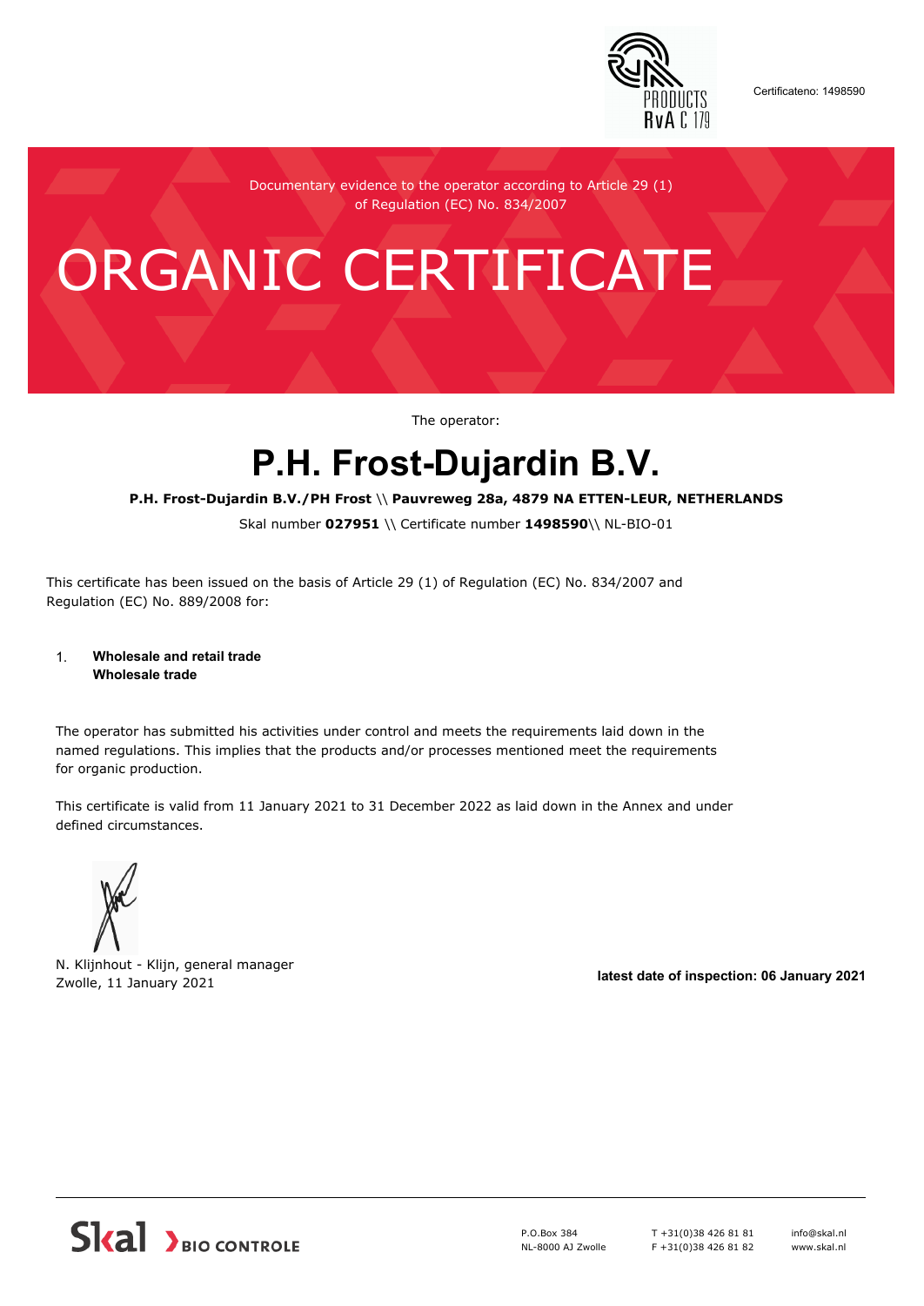Certificateno: 1498590

Documentary evidence to the operator according to Article 29 (1) of Regulation (EC) No. 834/2007

# ORGANIC CERTIFICATE

The operator:

## P.H. Frost-Dujardin B.V.

**P.H. Frost-Dujardin B.V./PH Frost \\ Pauvreweg 28a, 4879 NA ETTEN-LEUR, NETHERLANDS**

Skal number **027951** \\ Certificate number **1498590**\\ NL-BIO-01

This certificate has been issued on the basis of Article 29 (1) of Regulation (EC) No. 834/2007 and Regulation (EC) No. 889/2008 for:

1. **Wholesale and retail trade**
   **Wholesale trade**

The operator has submitted his activities under control and meets the requirements laid down in the named regulations. This implies that the products and/or processes mentioned meet the requirements for organic production.

This certificate is valid from 11 January 2021 to 31 December 2022 as laid down in the Annex and under defined circumstances.

N. Klijnhout - Klijn, general manager
Zwolle, 11 January 2021

**latest date of inspection: 06 January 2021**

Skal BIO CONTROLE

P.O.Box 384
NL-8000 AJ Zwolle

T +31(0)38 426 81 81
F +31(0)38 426 81 82

info@skal.nl
www.skal.nl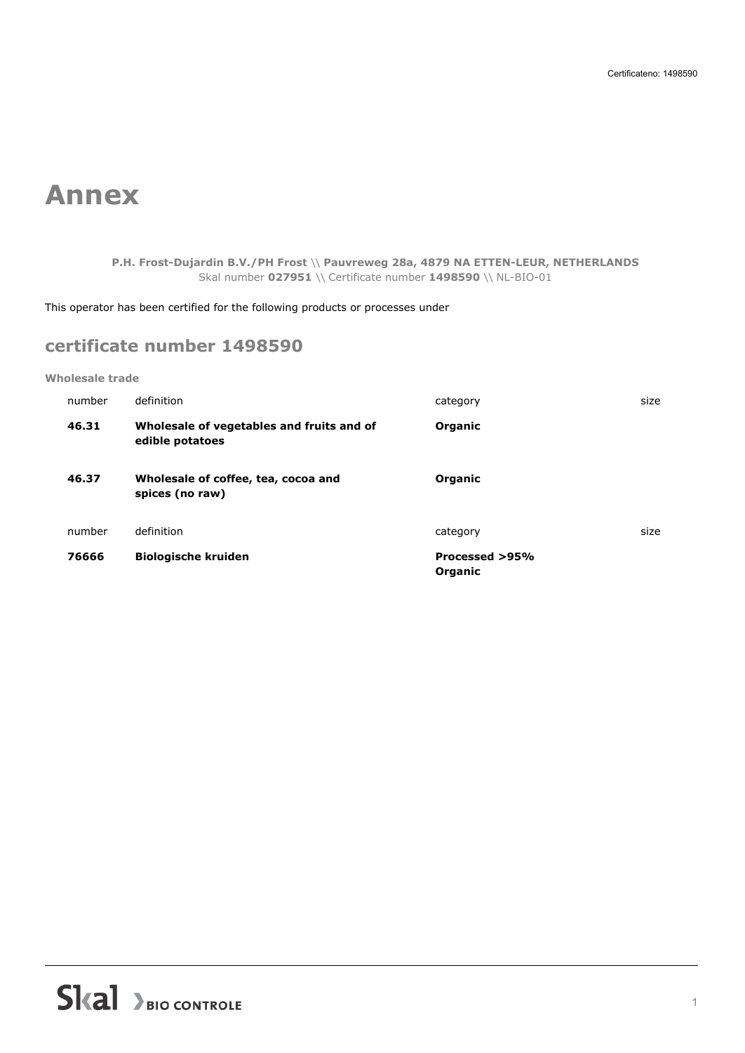# Annex

**P.H. Frost-Dujardin B.V./PH Frost** \\ **Pauvreweg 28a, 4879 NA ETTEN-LEUR, NETHERLANDS**
Skal number **027951** \\ Certificate number **1498590** \\ NL-BIO-01

This operator has been certified for the following products or processes under

## certificate number 1498590

**Wholesale trade**

| number | definition | category | size |
|---|---|---|---|
| **46.31** | **Wholesale of vegetables and fruits and of edible potatoes** | **Organic** | |
| **46.37** | **Wholesale of coffee, tea, cocoa and spices (no raw)** | **Organic** | |

| number | definition | category | size |
|---|---|---|---|
| **76666** | **Biologische kruiden** | **Processed >95% Organic** | |